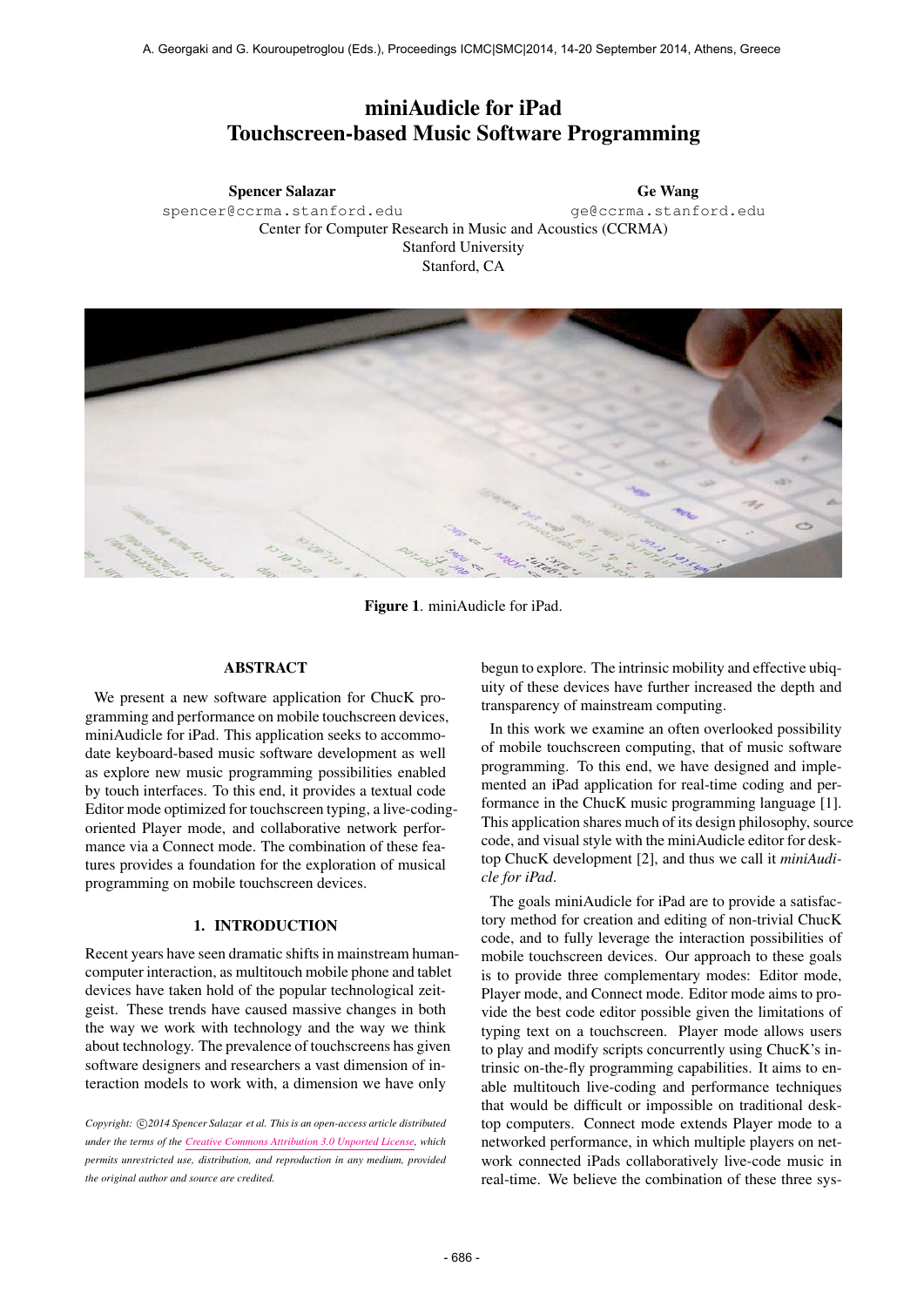# miniAudicle for iPad
# Touchscreen-based Music Software Programming

**Spencer Salazar**
spencer@ccrma.stanford.edu

**Ge Wang**
ge@ccrma.stanford.edu

Center for Computer Research in Music and Acoustics (CCRMA)
Stanford University
Stanford, CA

**Figure 1**. miniAudicle for iPad.

## ABSTRACT

We present a new software application for ChucK programming and performance on mobile touchscreen devices, miniAudicle for iPad. This application seeks to accommodate keyboard-based music software development as well as explore new music programming possibilities enabled by touch interfaces. To this end, it provides a textual code Editor mode optimized for touchscreen typing, a live-coding-oriented Player mode, and collaborative network performance via a Connect mode. The combination of these features provides a foundation for the exploration of musical programming on mobile touchscreen devices.

## 1. INTRODUCTION

Recent years have seen dramatic shifts in mainstream human-computer interaction, as multitouch mobile phone and tablet devices have taken hold of the popular technological zeitgeist. These trends have caused massive changes in both the way we work with technology and the way we think about technology. The prevalence of touchscreens has given software designers and researchers a vast dimension of interaction models to work with, a dimension we have only begun to explore. The intrinsic mobility and effective ubiquity of these devices have further increased the depth and transparency of mainstream computing.

In this work we examine an often overlooked possibility of mobile touchscreen computing, that of music software programming. To this end, we have designed and implemented an iPad application for real-time coding and performance in the ChucK music programming language [1]. This application shares much of its design philosophy, source code, and visual style with the miniAudicle editor for desktop ChucK development [2], and thus we call it *miniAudicle for iPad*.

The goals miniAudicle for iPad are to provide a satisfactory method for creation and editing of non-trivial ChucK code, and to fully leverage the interaction possibilities of mobile touchscreen devices. Our approach to these goals is to provide three complementary modes: Editor mode, Player mode, and Connect mode. Editor mode aims to provide the best code editor possible given the limitations of typing text on a touchscreen. Player mode allows users to play and modify scripts concurrently using ChucK's intrinsic on-the-fly programming capabilities. It aims to enable multitouch live-coding and performance techniques that would be difficult or impossible on traditional desktop computers. Connect mode extends Player mode to a networked performance, in which multiple players on network connected iPads collaboratively live-code music in real-time. We believe the combination of these three sys-

*Copyright: ©2014 Spencer Salazar et al. This is an open-access article distributed under the terms of the Creative Commons Attribution 3.0 Unported License, which permits unrestricted use, distribution, and reproduction in any medium, provided the original author and source are credited.*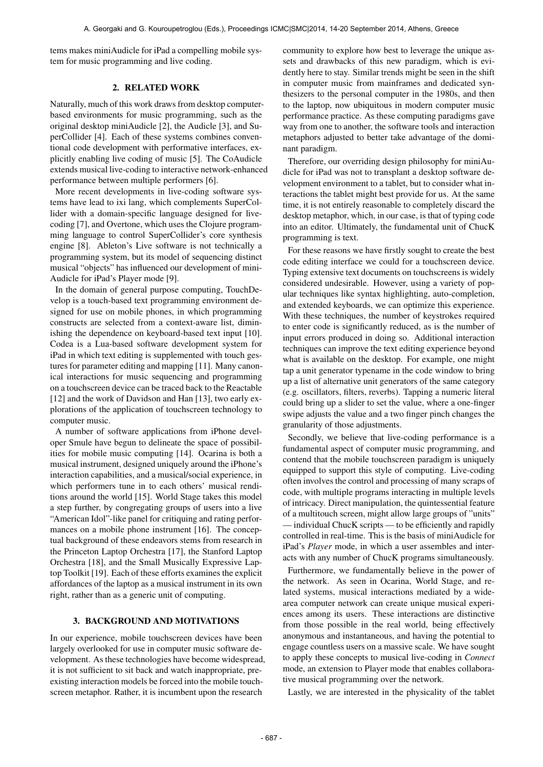tems makes miniAudicle for iPad a compelling mobile system for music programming and live coding.

## 2. RELATED WORK

Naturally, much of this work draws from desktop computer-based environments for music programming, such as the original desktop miniAudicle [2], the Audicle [3], and SuperCollider [4]. Each of these systems combines conventional code development with performative interfaces, explicitly enabling live coding of music [5]. The CoAudicle extends musical live-coding to interactive network-enhanced performance between multiple performers [6].

More recent developments in live-coding software systems have lead to ixi lang, which complements SuperCollider with a domain-specific language designed for live-coding [7], and Overtone, which uses the Clojure programming language to control SuperCollider's core synthesis engine [8]. Ableton's Live software is not technically a programming system, but its model of sequencing distinct musical "objects" has influenced our development of miniAudicle for iPad's Player mode [9].

In the domain of general purpose computing, TouchDevelop is a touch-based text programming environment designed for use on mobile phones, in which programming constructs are selected from a context-aware list, diminishing the dependence on keyboard-based text input [10]. Codea is a Lua-based software development system for iPad in which text editing is supplemented with touch gestures for parameter editing and mapping [11]. Many canonical interactions for music sequencing and programming on a touchscreen device can be traced back to the Reactable [12] and the work of Davidson and Han [13], two early explorations of the application of touchscreen technology to computer music.

A number of software applications from iPhone developer Smule have begun to delineate the space of possibilities for mobile music computing [14]. Ocarina is both a musical instrument, designed uniquely around the iPhone's interaction capabilities, and a musical/social experience, in which performers tune in to each others' musical renditions around the world [15]. World Stage takes this model a step further, by congregating groups of users into a live "American Idol"-like panel for critiquing and rating performances on a mobile phone instrument [16]. The conceptual background of these endeavors stems from research in the Princeton Laptop Orchestra [17], the Stanford Laptop Orchestra [18], and the Small Musically Expressive Laptop Toolkit [19]. Each of these efforts examines the explicit affordances of the laptop as a musical instrument in its own right, rather than as a generic unit of computing.

## 3. BACKGROUND AND MOTIVATIONS

In our experience, mobile touchscreen devices have been largely overlooked for use in computer music software development. As these technologies have become widespread, it is not sufficient to sit back and watch inappropriate, pre-existing interaction models be forced into the mobile touchscreen metaphor. Rather, it is incumbent upon the research community to explore how best to leverage the unique assets and drawbacks of this new paradigm, which is evidently here to stay. Similar trends might be seen in the shift in computer music from mainframes and dedicated synthesizers to the personal computer in the 1980s, and then to the laptop, now ubiquitous in modern computer music performance practice. As these computing paradigms gave way from one to another, the software tools and interaction metaphors adjusted to better take advantage of the dominant paradigm.

Therefore, our overriding design philosophy for miniAudicle for iPad was not to transplant a desktop software development environment to a tablet, but to consider what interactions the tablet might best provide for us. At the same time, it is not entirely reasonable to completely discard the desktop metaphor, which, in our case, is that of typing code into an editor. Ultimately, the fundamental unit of ChucK programming is text.

For these reasons we have firstly sought to create the best code editing interface we could for a touchscreen device. Typing extensive text documents on touchscreens is widely considered undesirable. However, using a variety of popular techniques like syntax highlighting, auto-completion, and extended keyboards, we can optimize this experience. With these techniques, the number of keystrokes required to enter code is significantly reduced, as is the number of input errors produced in doing so. Additional interaction techniques can improve the text editing experience beyond what is available on the desktop. For example, one might tap a unit generator typename in the code window to bring up a list of alternative unit generators of the same category (e.g. oscillators, filters, reverbs). Tapping a numeric literal could bring up a slider to set the value, where a one-finger swipe adjusts the value and a two finger pinch changes the granularity of those adjustments.

Secondly, we believe that live-coding performance is a fundamental aspect of computer music programming, and contend that the mobile touchscreen paradigm is uniquely equipped to support this style of computing. Live-coding often involves the control and processing of many scraps of code, with multiple programs interacting in multiple levels of intricacy. Direct manipulation, the quintessential feature of a multitouch screen, might allow large groups of "units" — individual ChucK scripts — to be efficiently and rapidly controlled in real-time. This is the basis of miniAudicle for iPad's *Player* mode, in which a user assembles and interacts with any number of ChucK programs simultaneously.

Furthermore, we fundamentally believe in the power of the network. As seen in Ocarina, World Stage, and related systems, musical interactions mediated by a wide-area computer network can create unique musical experiences among its users. These interactions are distinctive from those possible in the real world, being effectively anonymous and instantaneous, and having the potential to engage countless users on a massive scale. We have sought to apply these concepts to musical live-coding in *Connect* mode, an extension to Player mode that enables collaborative musical programming over the network.

Lastly, we are interested in the physicality of the tablet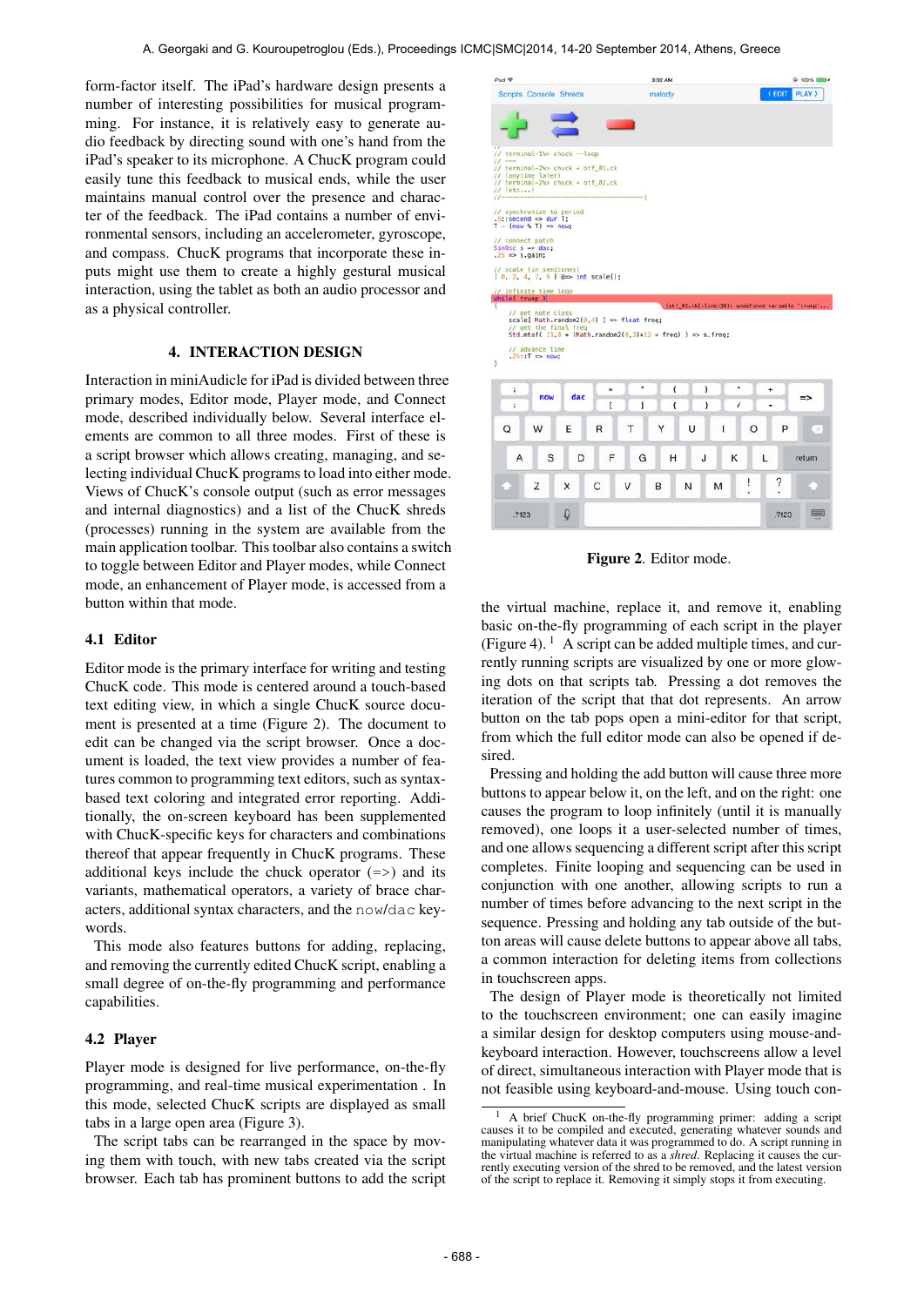form-factor itself. The iPad's hardware design presents a number of interesting possibilities for musical programming. For instance, it is relatively easy to generate audio feedback by directing sound with one's hand from the iPad's speaker to its microphone. A ChucK program could easily tune this feedback to musical ends, while the user maintains manual control over the presence and character of the feedback. The iPad contains a number of environmental sensors, including an accelerometer, gyroscope, and compass. ChucK programs that incorporate these inputs might use them to create a highly gestural musical interaction, using the tablet as both an audio processor and as a physical controller.

## 4. INTERACTION DESIGN

Interaction in miniAudicle for iPad is divided between three primary modes, Editor mode, Player mode, and Connect mode, described individually below. Several interface elements are common to all three modes. First of these is a script browser which allows creating, managing, and selecting individual ChucK programs to load into either mode. Views of ChucK's console output (such as error messages and internal diagnostics) and a list of the ChucK shreds (processes) running in the system are available from the main application toolbar. This toolbar also contains a switch to toggle between Editor and Player modes, while Connect mode, an enhancement of Player mode, is accessed from a button within that mode.

### 4.1 Editor

Editor mode is the primary interface for writing and testing ChucK code. This mode is centered around a touch-based text editing view, in which a single ChucK source document is presented at a time (Figure 2). The document to edit can be changed via the script browser. Once a document is loaded, the text view provides a number of features common to programming text editors, such as syntax-based text coloring and integrated error reporting. Additionally, the on-screen keyboard has been supplemented with ChucK-specific keys for characters and combinations thereof that appear frequently in ChucK programs. These additional keys include the chuck operator (=>) and its variants, mathematical operators, a variety of brace characters, additional syntax characters, and the `now`/`dac` keywords.

This mode also features buttons for adding, replacing, and removing the currently edited ChucK script, enabling a small degree of on-the-fly programming and performance capabilities.

### 4.2 Player

Player mode is designed for live performance, on-the-fly programming, and real-time musical experimentation . In this mode, selected ChucK scripts are displayed as small tabs in a large open area (Figure 3).

The script tabs can be rearranged in the space by moving them with touch, with new tabs created via the script browser. Each tab has prominent buttons to add the script

**Figure 2**. Editor mode.

the virtual machine, replace it, and remove it, enabling basic on-the-fly programming of each script in the player (Figure 4).[1] A script can be added multiple times, and currently running scripts are visualized by one or more glowing dots on that scripts tab. Pressing a dot removes the iteration of the script that that dot represents. An arrow button on the tab pops open a mini-editor for that script, from which the full editor mode can also be opened if desired.

Pressing and holding the add button will cause three more buttons to appear below it, on the left, and on the right: one causes the program to loop infinitely (until it is manually removed), one loops it a user-selected number of times, and one allows sequencing a different script after this script completes. Finite looping and sequencing can be used in conjunction with one another, allowing scripts to run a number of times before advancing to the next script in the sequence. Pressing and holding any tab outside of the button areas will cause delete buttons to appear above all tabs, a common interaction for deleting items from collections in touchscreen apps.

The design of Player mode is theoretically not limited to the touchscreen environment; one can easily imagine a similar design for desktop computers using mouse-and-keyboard interaction. However, touchscreens allow a level of direct, simultaneous interaction with Player mode that is not feasible using keyboard-and-mouse. Using touch con-

[1] A brief ChucK on-the-fly programming primer: adding a script causes it to be compiled and executed, generating whatever sounds and manipulating whatever data it was programmed to do. A script running in the virtual machine is referred to as a *shred*. Replacing it causes the currently executing version of the shred to be removed, and the latest version of the script to replace it. Removing it simply stops it from executing.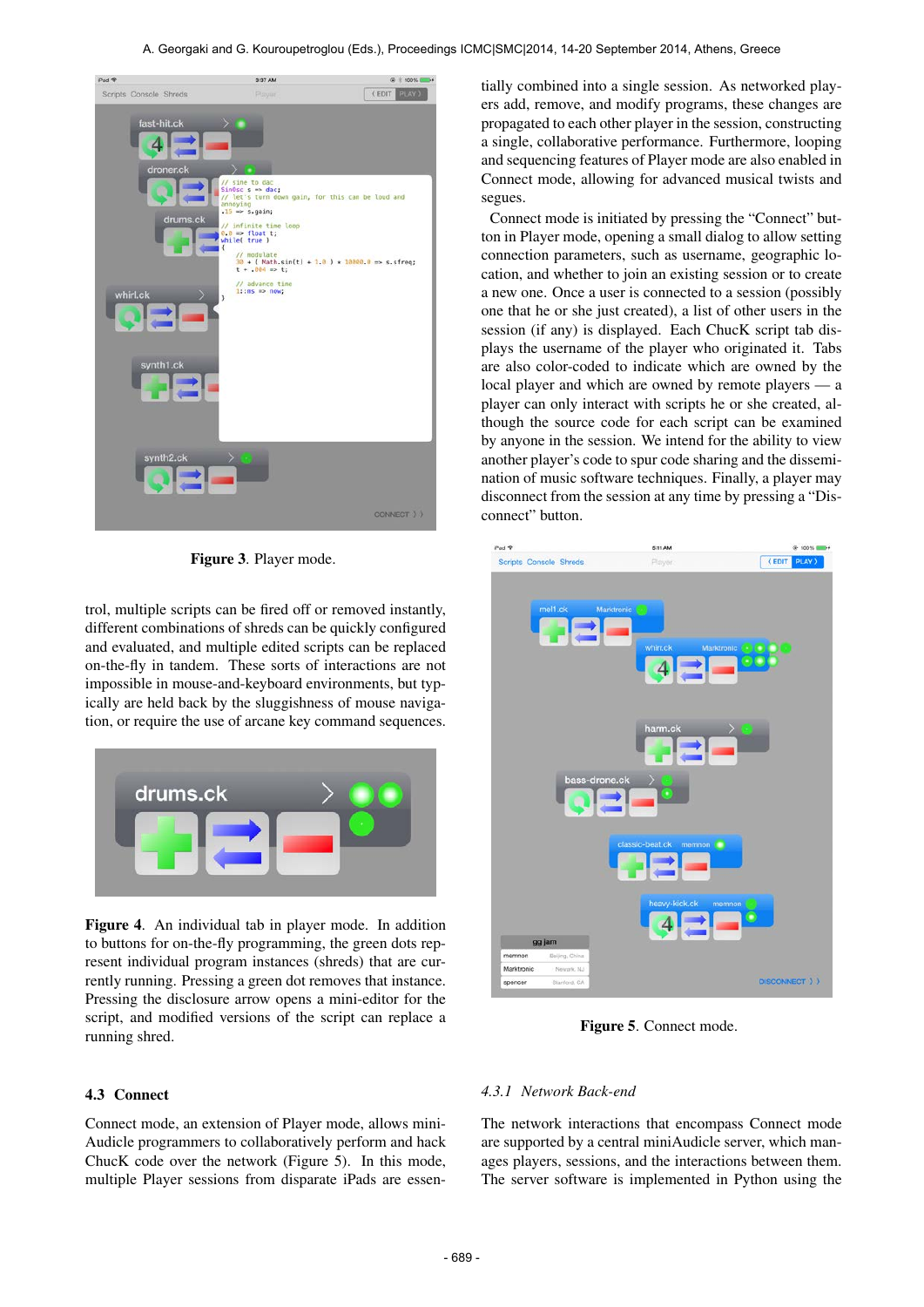Figure 3. Player mode.

trol, multiple scripts can be fired off or removed instantly, different combinations of shreds can be quickly configured and evaluated, and multiple edited scripts can be replaced on-the-fly in tandem. These sorts of interactions are not impossible in mouse-and-keyboard environments, but typically are held back by the sluggishness of mouse navigation, or require the use of arcane key command sequences.

**Figure 4**. An individual tab in player mode. In addition to buttons for on-the-fly programming, the green dots represent individual program instances (shreds) that are currently running. Pressing a green dot removes that instance. Pressing the disclosure arrow opens a mini-editor for the script, and modified versions of the script can replace a running shred.

### 4.3 Connect

Connect mode, an extension of Player mode, allows miniAudicle programmers to collaboratively perform and hack ChucK code over the network (Figure 5). In this mode, multiple Player sessions from disparate iPads are essentially combined into a single session. As networked players add, remove, and modify programs, these changes are propagated to each other player in the session, constructing a single, collaborative performance. Furthermore, looping and sequencing features of Player mode are also enabled in Connect mode, allowing for advanced musical twists and segues.

Connect mode is initiated by pressing the "Connect" button in Player mode, opening a small dialog to allow setting connection parameters, such as username, geographic location, and whether to join an existing session or to create a new one. Once a user is connected to a session (possibly one that he or she just created), a list of other users in the session (if any) is displayed. Each ChucK script tab displays the username of the player who originated it. Tabs are also color-coded to indicate which are owned by the local player and which are owned by remote players — a player can only interact with scripts he or she created, although the source code for each script can be examined by anyone in the session. We intend for the ability to view another player's code to spur code sharing and the dissemination of music software techniques. Finally, a player may disconnect from the session at any time by pressing a "Disconnect" button.

Figure 5. Connect mode.

#### 4.3.1 Network Back-end

The network interactions that encompass Connect mode are supported by a central miniAudicle server, which manages players, sessions, and the interactions between them. The server software is implemented in Python using the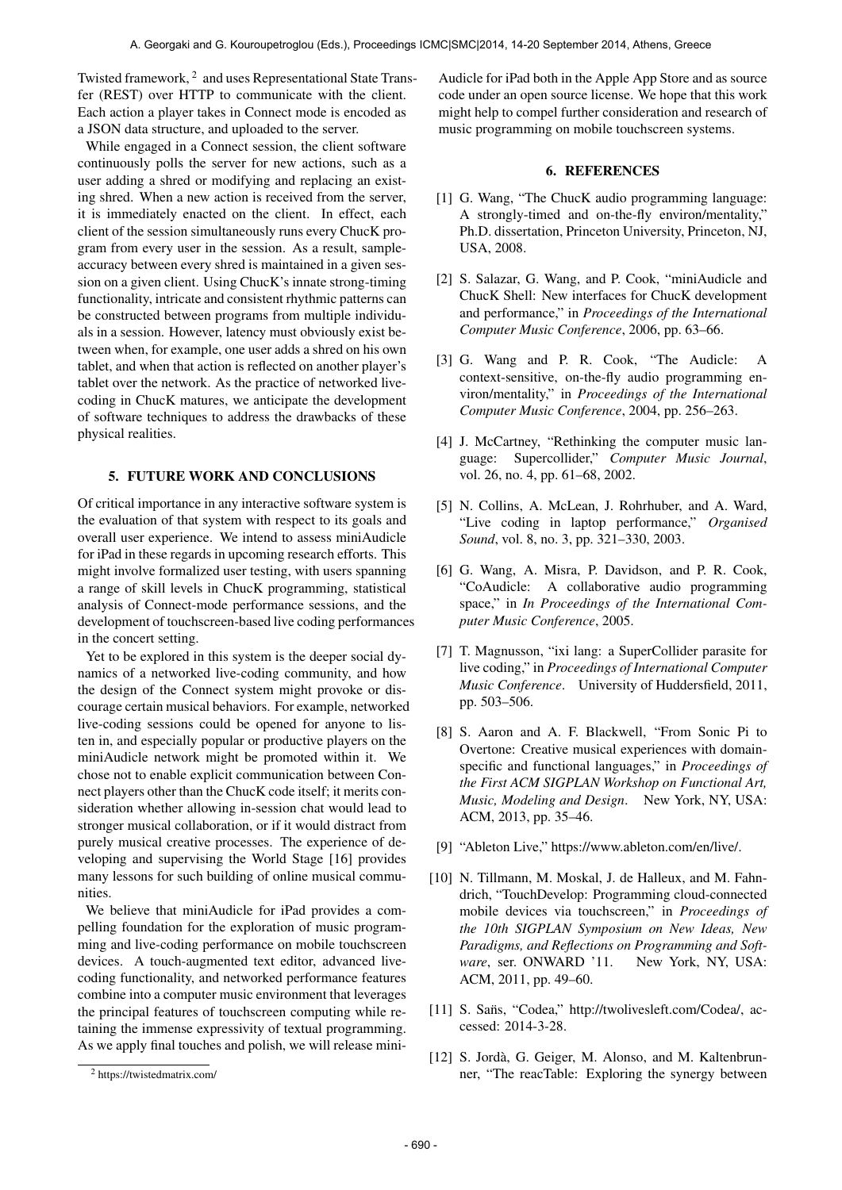Twisted framework, [2] and uses Representational State Transfer (REST) over HTTP to communicate with the client. Each action a player takes in Connect mode is encoded as a JSON data structure, and uploaded to the server.

While engaged in a Connect session, the client software continuously polls the server for new actions, such as a user adding a shred or modifying and replacing an existing shred. When a new action is received from the server, it is immediately enacted on the client. In effect, each client of the session simultaneously runs every ChucK program from every user in the session. As a result, sample-accuracy between every shred is maintained in a given session on a given client. Using ChucK's innate strong-timing functionality, intricate and consistent rhythmic patterns can be constructed between programs from multiple individuals in a session. However, latency must obviously exist between when, for example, one user adds a shred on his own tablet, and when that action is reflected on another player's tablet over the network. As the practice of networked live-coding in ChucK matures, we anticipate the development of software techniques to address the drawbacks of these physical realities.

## 5. FUTURE WORK AND CONCLUSIONS

Of critical importance in any interactive software system is the evaluation of that system with respect to its goals and overall user experience. We intend to assess miniAudicle for iPad in these regards in upcoming research efforts. This might involve formalized user testing, with users spanning a range of skill levels in ChucK programming, statistical analysis of Connect-mode performance sessions, and the development of touchscreen-based live coding performances in the concert setting.

Yet to be explored in this system is the deeper social dynamics of a networked live-coding community, and how the design of the Connect system might provoke or discourage certain musical behaviors. For example, networked live-coding sessions could be opened for anyone to listen in, and especially popular or productive players on the miniAudicle network might be promoted within it. We chose not to enable explicit communication between Connect players other than the ChucK code itself; it merits consideration whether allowing in-session chat would lead to stronger musical collaboration, or if it would distract from purely musical creative processes. The experience of developing and supervising the World Stage [16] provides many lessons for such building of online musical communities.

We believe that miniAudicle for iPad provides a compelling foundation for the exploration of music programming and live-coding performance on mobile touchscreen devices. A touch-augmented text editor, advanced live-coding functionality, and networked performance features combine into a computer music environment that leverages the principal features of touchscreen computing while retaining the immense expressivity of textual programming. As we apply final touches and polish, we will release miniAudicle for iPad both in the Apple App Store and as source code under an open source license. We hope that this work might help to compel further consideration and research of music programming on mobile touchscreen systems.

[2] https://twistedmatrix.com/

## 6. REFERENCES

[1] G. Wang, "The ChucK audio programming language: A strongly-timed and on-the-fly environ/mentality," Ph.D. dissertation, Princeton University, Princeton, NJ, USA, 2008.

[2] S. Salazar, G. Wang, and P. Cook, "miniAudicle and ChucK Shell: New interfaces for ChucK development and performance," in *Proceedings of the International Computer Music Conference*, 2006, pp. 63–66.

[3] G. Wang and P. R. Cook, "The Audicle: A context-sensitive, on-the-fly audio programming environ/mentality," in *Proceedings of the International Computer Music Conference*, 2004, pp. 256–263.

[4] J. McCartney, "Rethinking the computer music language: Supercollider," *Computer Music Journal*, vol. 26, no. 4, pp. 61–68, 2002.

[5] N. Collins, A. McLean, J. Rohrhuber, and A. Ward, "Live coding in laptop performance," *Organised Sound*, vol. 8, no. 3, pp. 321–330, 2003.

[6] G. Wang, A. Misra, P. Davidson, and P. R. Cook, "CoAudicle: A collaborative audio programming space," in *In Proceedings of the International Computer Music Conference*, 2005.

[7] T. Magnusson, "ixi lang: a SuperCollider parasite for live coding," in *Proceedings of International Computer Music Conference*. University of Huddersfield, 2011, pp. 503–506.

[8] S. Aaron and A. F. Blackwell, "From Sonic Pi to Overtone: Creative musical experiences with domain-specific and functional languages," in *Proceedings of the First ACM SIGPLAN Workshop on Functional Art, Music, Modeling and Design*. New York, NY, USA: ACM, 2013, pp. 35–46.

[9] "Ableton Live," https://www.ableton.com/en/live/.

[10] N. Tillmann, M. Moskal, J. de Halleux, and M. Fahndrich, "TouchDevelop: Programming cloud-connected mobile devices via touchscreen," in *Proceedings of the 10th SIGPLAN Symposium on New Ideas, New Paradigms, and Reflections on Programming and Software*, ser. ONWARD '11. New York, NY, USA: ACM, 2011, pp. 49–60.

[11] S. Saňs, "Codea," http://twolivesleft.com/Codea/, accessed: 2014-3-28.

[12] S. Jordà, G. Geiger, M. Alonso, and M. Kaltenbrunner, "The reacTable: Exploring the synergy between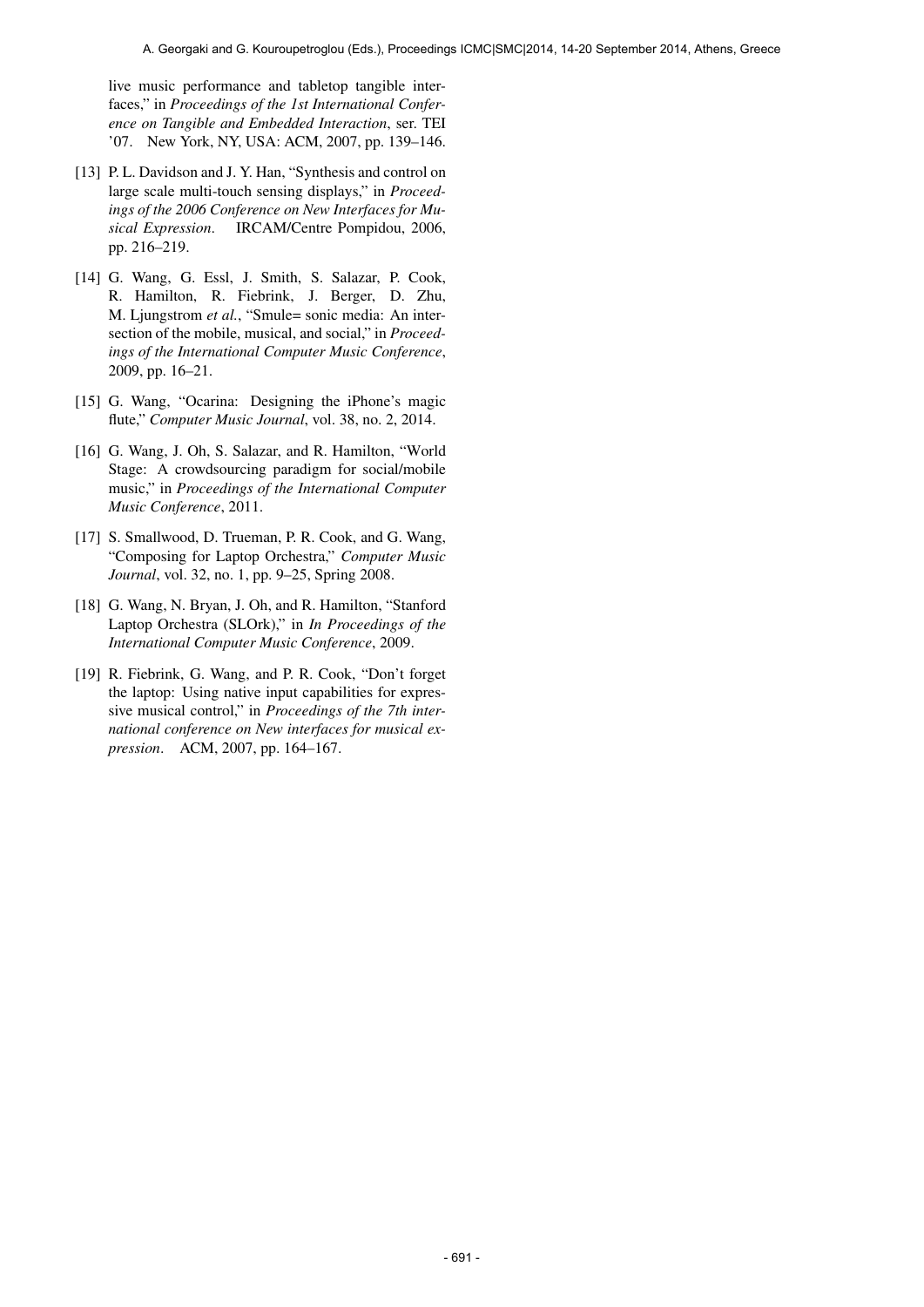live music performance and tabletop tangible interfaces," in *Proceedings of the 1st International Conference on Tangible and Embedded Interaction*, ser. TEI '07. New York, NY, USA: ACM, 2007, pp. 139–146.

[13] P. L. Davidson and J. Y. Han, "Synthesis and control on large scale multi-touch sensing displays," in *Proceedings of the 2006 Conference on New Interfaces for Musical Expression*. IRCAM/Centre Pompidou, 2006, pp. 216–219.

[14] G. Wang, G. Essl, J. Smith, S. Salazar, P. Cook, R. Hamilton, R. Fiebrink, J. Berger, D. Zhu, M. Ljungstrom *et al.*, "Smule= sonic media: An intersection of the mobile, musical, and social," in *Proceedings of the International Computer Music Conference*, 2009, pp. 16–21.

[15] G. Wang, "Ocarina: Designing the iPhone's magic flute," *Computer Music Journal*, vol. 38, no. 2, 2014.

[16] G. Wang, J. Oh, S. Salazar, and R. Hamilton, "World Stage: A crowdsourcing paradigm for social/mobile music," in *Proceedings of the International Computer Music Conference*, 2011.

[17] S. Smallwood, D. Trueman, P. R. Cook, and G. Wang, "Composing for Laptop Orchestra," *Computer Music Journal*, vol. 32, no. 1, pp. 9–25, Spring 2008.

[18] G. Wang, N. Bryan, J. Oh, and R. Hamilton, "Stanford Laptop Orchestra (SLOrk)," in *In Proceedings of the International Computer Music Conference*, 2009.

[19] R. Fiebrink, G. Wang, and P. R. Cook, "Don't forget the laptop: Using native input capabilities for expressive musical control," in *Proceedings of the 7th international conference on New interfaces for musical expression*. ACM, 2007, pp. 164–167.